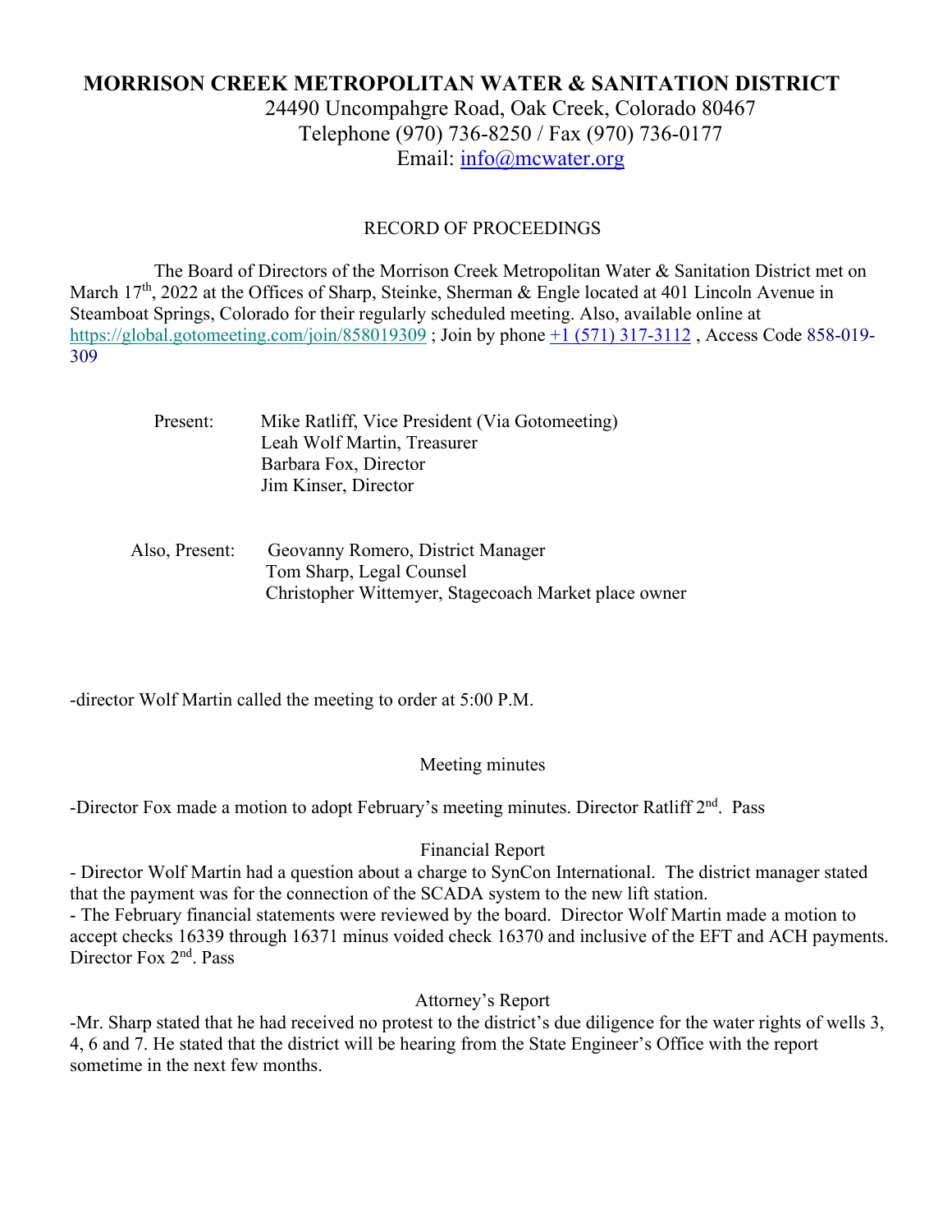# MORRISON CREEK METROPOLITAN WATER & SANITATION DISTRICT

24490 Uncompahgre Road, Oak Creek, Colorado 80467
Telephone (970) 736-8250 / Fax (970) 736-0177
Email: info@mcwater.org

RECORD OF PROCEEDINGS

The Board of Directors of the Morrison Creek Metropolitan Water & Sanitation District met on March 17th, 2022 at the Offices of Sharp, Steinke, Sherman & Engle located at 401 Lincoln Avenue in Steamboat Springs, Colorado for their regularly scheduled meeting. Also, available online at https://global.gotomeeting.com/join/858019309 ; Join by phone +1 (571) 317-3112 , Access Code 858-019-309

Present: Mike Ratliff, Vice President (Via Gotomeeting)
Leah Wolf Martin, Treasurer
Barbara Fox, Director
Jim Kinser, Director

Also, Present: Geovanny Romero, District Manager
Tom Sharp, Legal Counsel
Christopher Wittemyer, Stagecoach Market place owner

-director Wolf Martin called the meeting to order at 5:00 P.M.

Meeting minutes

-Director Fox made a motion to adopt February's meeting minutes. Director Ratliff 2nd. Pass

Financial Report

- Director Wolf Martin had a question about a charge to SynCon International. The district manager stated that the payment was for the connection of the SCADA system to the new lift station.
- The February financial statements were reviewed by the board. Director Wolf Martin made a motion to accept checks 16339 through 16371 minus voided check 16370 and inclusive of the EFT and ACH payments. Director Fox 2nd. Pass

Attorney's Report

-Mr. Sharp stated that he had received no protest to the district's due diligence for the water rights of wells 3, 4, 6 and 7. He stated that the district will be hearing from the State Engineer's Office with the report sometime in the next few months.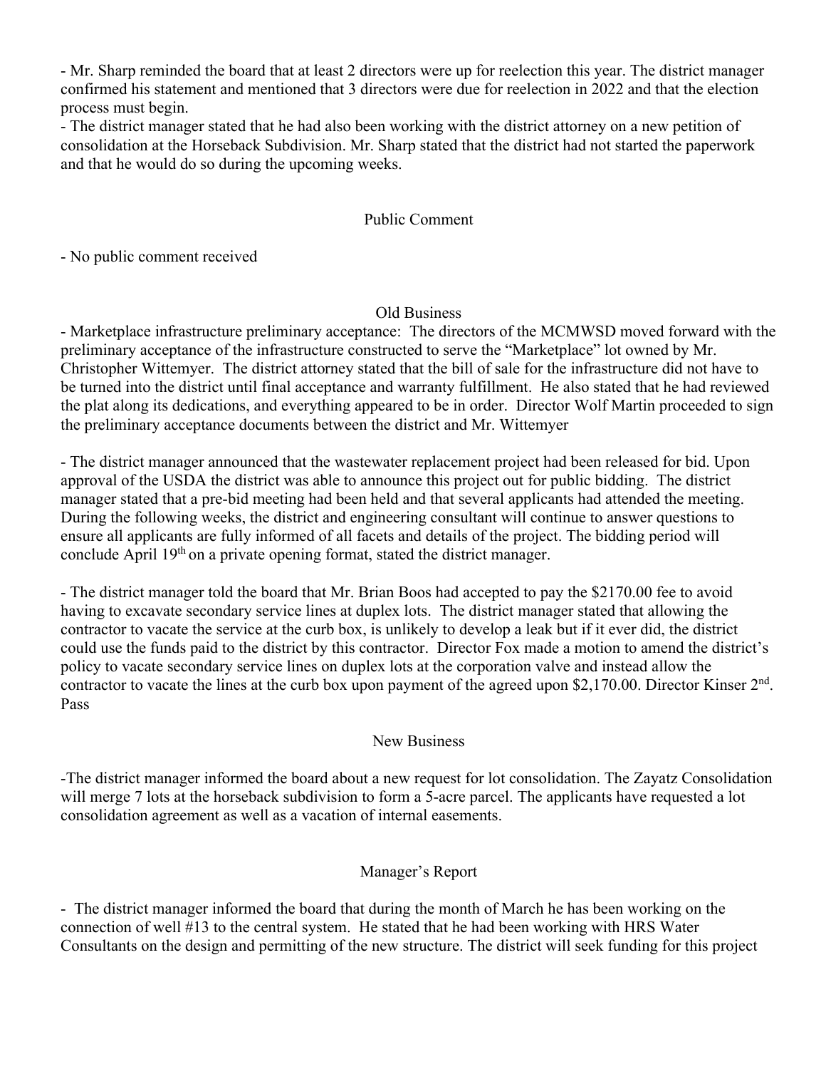- Mr. Sharp reminded the board that at least 2 directors were up for reelection this year. The district manager confirmed his statement and mentioned that 3 directors were due for reelection in 2022 and that the election process must begin.
- The district manager stated that he had also been working with the district attorney on a new petition of consolidation at the Horseback Subdivision. Mr. Sharp stated that the district had not started the paperwork and that he would do so during the upcoming weeks.

## Public Comment

- No public comment received

## Old Business

- Marketplace infrastructure preliminary acceptance: The directors of the MCMWSD moved forward with the preliminary acceptance of the infrastructure constructed to serve the "Marketplace" lot owned by Mr. Christopher Wittemyer. The district attorney stated that the bill of sale for the infrastructure did not have to be turned into the district until final acceptance and warranty fulfillment. He also stated that he had reviewed the plat along its dedications, and everything appeared to be in order. Director Wolf Martin proceeded to sign the preliminary acceptance documents between the district and Mr. Wittemyer

- The district manager announced that the wastewater replacement project had been released for bid. Upon approval of the USDA the district was able to announce this project out for public bidding. The district manager stated that a pre-bid meeting had been held and that several applicants had attended the meeting. During the following weeks, the district and engineering consultant will continue to answer questions to ensure all applicants are fully informed of all facets and details of the project. The bidding period will conclude April 19th on a private opening format, stated the district manager.

- The district manager told the board that Mr. Brian Boos had accepted to pay the $2170.00 fee to avoid having to excavate secondary service lines at duplex lots. The district manager stated that allowing the contractor to vacate the service at the curb box, is unlikely to develop a leak but if it ever did, the district could use the funds paid to the district by this contractor. Director Fox made a motion to amend the district's policy to vacate secondary service lines on duplex lots at the corporation valve and instead allow the contractor to vacate the lines at the curb box upon payment of the agreed upon $2,170.00. Director Kinser 2nd. Pass

## New Business

-The district manager informed the board about a new request for lot consolidation. The Zayatz Consolidation will merge 7 lots at the horseback subdivision to form a 5-acre parcel. The applicants have requested a lot consolidation agreement as well as a vacation of internal easements.

## Manager's Report

- The district manager informed the board that during the month of March he has been working on the connection of well #13 to the central system. He stated that he had been working with HRS Water Consultants on the design and permitting of the new structure. The district will seek funding for this project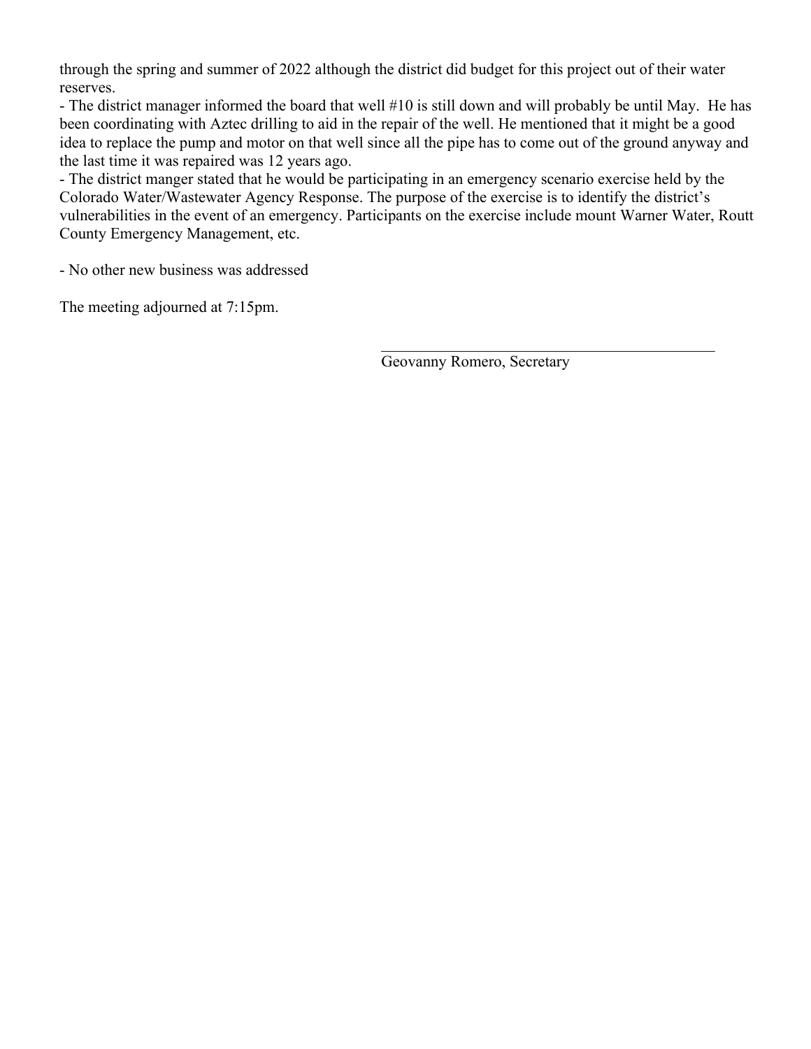through the spring and summer of 2022 although the district did budget for this project out of their water reserves.

- The district manager informed the board that well #10 is still down and will probably be until May. He has been coordinating with Aztec drilling to aid in the repair of the well. He mentioned that it might be a good idea to replace the pump and motor on that well since all the pipe has to come out of the ground anyway and the last time it was repaired was 12 years ago.
- The district manger stated that he would be participating in an emergency scenario exercise held by the Colorado Water/Wastewater Agency Response. The purpose of the exercise is to identify the district's vulnerabilities in the event of an emergency. Participants on the exercise include mount Warner Water, Routt County Emergency Management, etc.

- No other new business was addressed

The meeting adjourned at 7:15pm.

\_\_\_\_\_\_\_\_\_\_\_\_\_\_\_\_\_\_\_\_\_\_\_\_\_\_\_\_\_\_\_\_\_\_\_\_\_\_\_\_\_\_\_\_

Geovanny Romero, Secretary